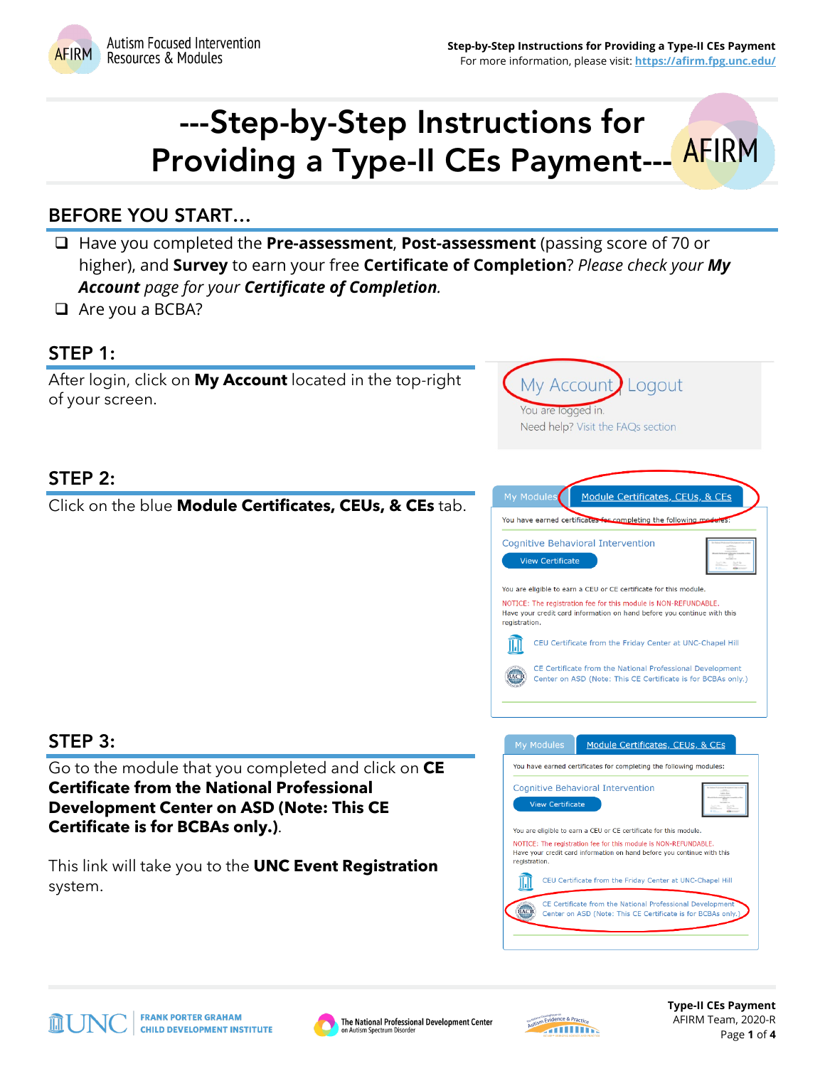# ---Step-by-Step Instructions for Providing a Type-II CEs Payment---

## BEFORE YOU START…

- ☐ Have you completed the **Pre-assessment**, **Post-assessment** (passing score of 70 or higher), and **Survey** to earn your free **Certificate of Completion**? *Please check your **My Account** page for your **Certificate of Completion**.*
- ☐ Are you a BCBA?

## STEP 1:

After login, click on **My Account** located in the top-right of your screen.

## STEP 2:

Click on the blue **Module Certificates, CEUs, & CEs** tab.

## STEP 3:

Go to the module that you completed and click on **CE Certificate from the National Professional Development Center on ASD (Note: This CE Certificate is for BCBAs only.)**.

This link will take you to the **UNC Event Registration** system.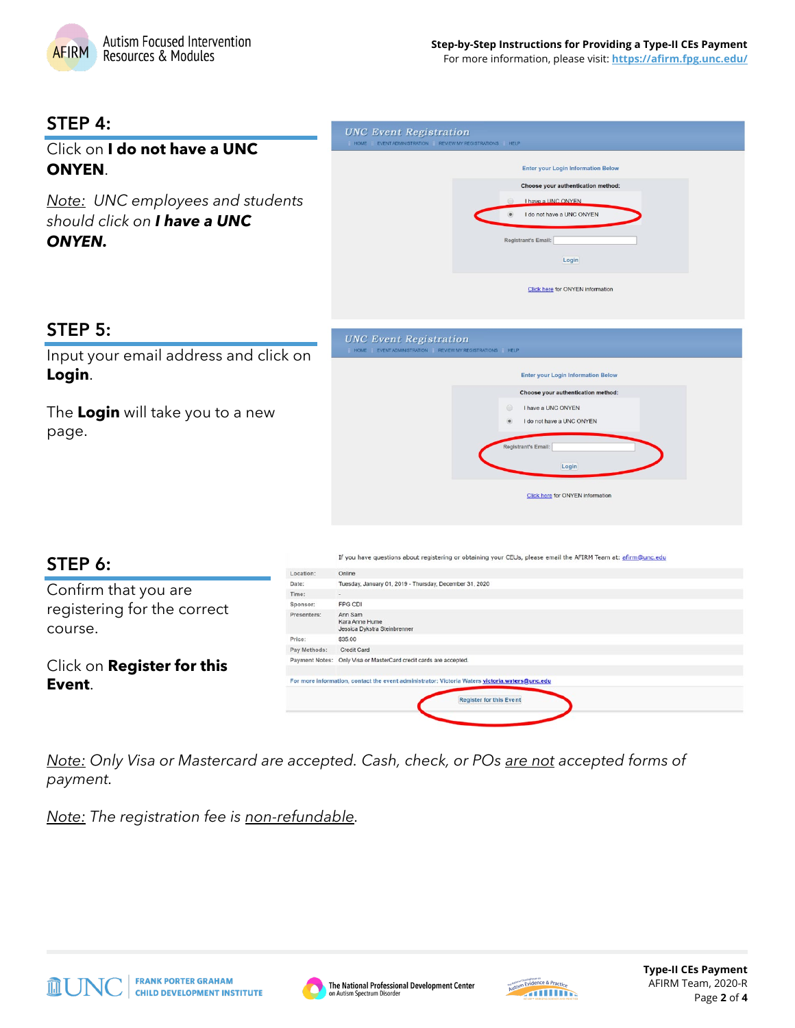## STEP 4:

Click on **I do not have a UNC ONYEN**.

*<u>Note:</u> UNC employees and students should click on **I have a UNC ONYEN.***

## STEP 5:

Input your email address and click on **Login**.

The **Login** will take you to a new page.

## STEP 6:

Confirm that you are registering for the correct course.

Click on **Register for this Event**.

*<u>Note:</u> Only Visa or Mastercard are accepted. Cash, check, or POs <u>are not</u> accepted forms of payment.*

*<u>Note:</u> The registration fee is <u>non-refundable</u>.*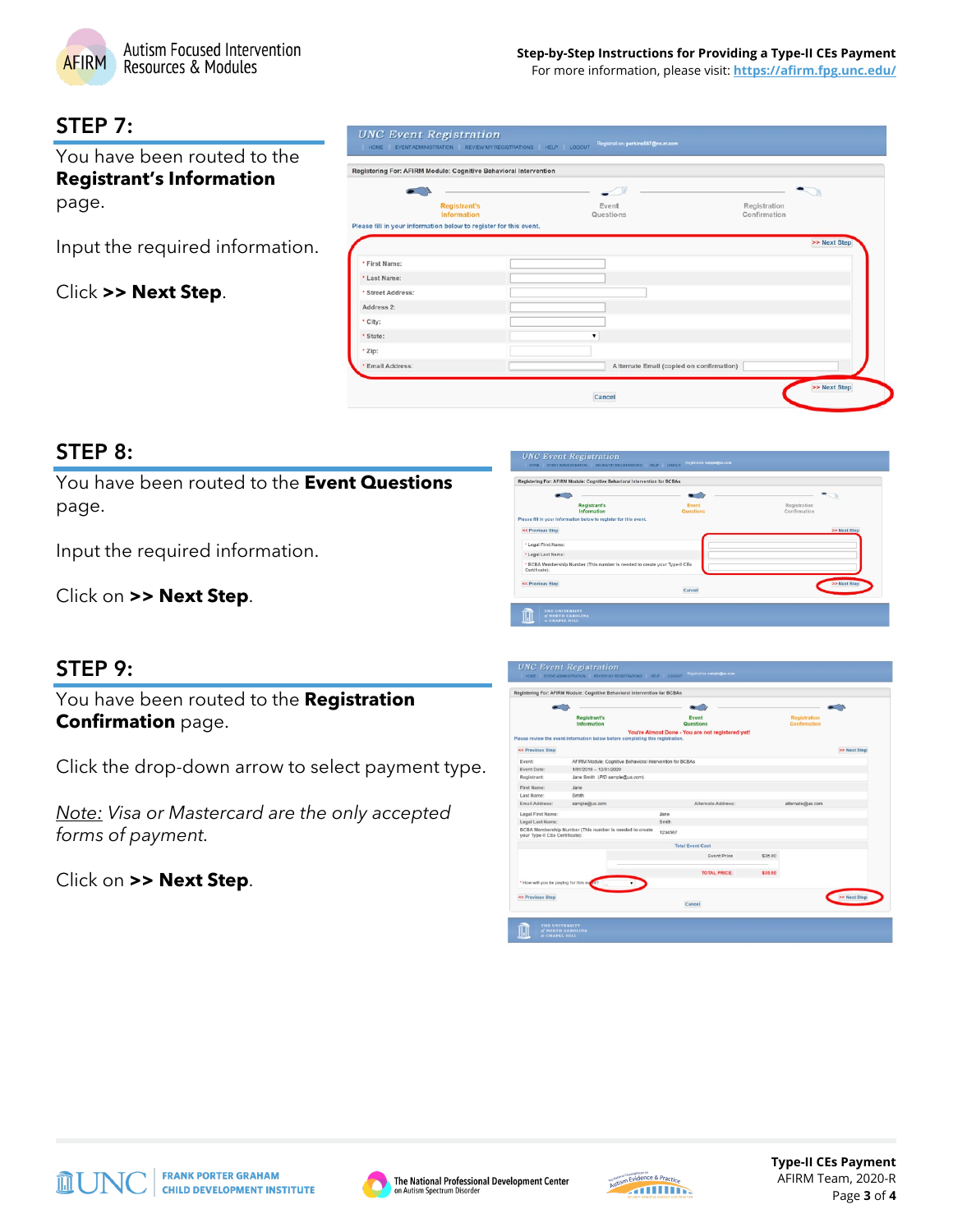## STEP 7:

You have been routed to the **Registrant's Information** page.

Input the required information.

Click **>> Next Step**.

## STEP 8:

You have been routed to the **Event Questions** page.

Input the required information.

Click on **>> Next Step**.

## STEP 9:

You have been routed to the **Registration Confirmation** page.

Click the drop-down arrow to select payment type.

*Note: Visa or Mastercard are the only accepted forms of payment.*

Click on **>> Next Step**.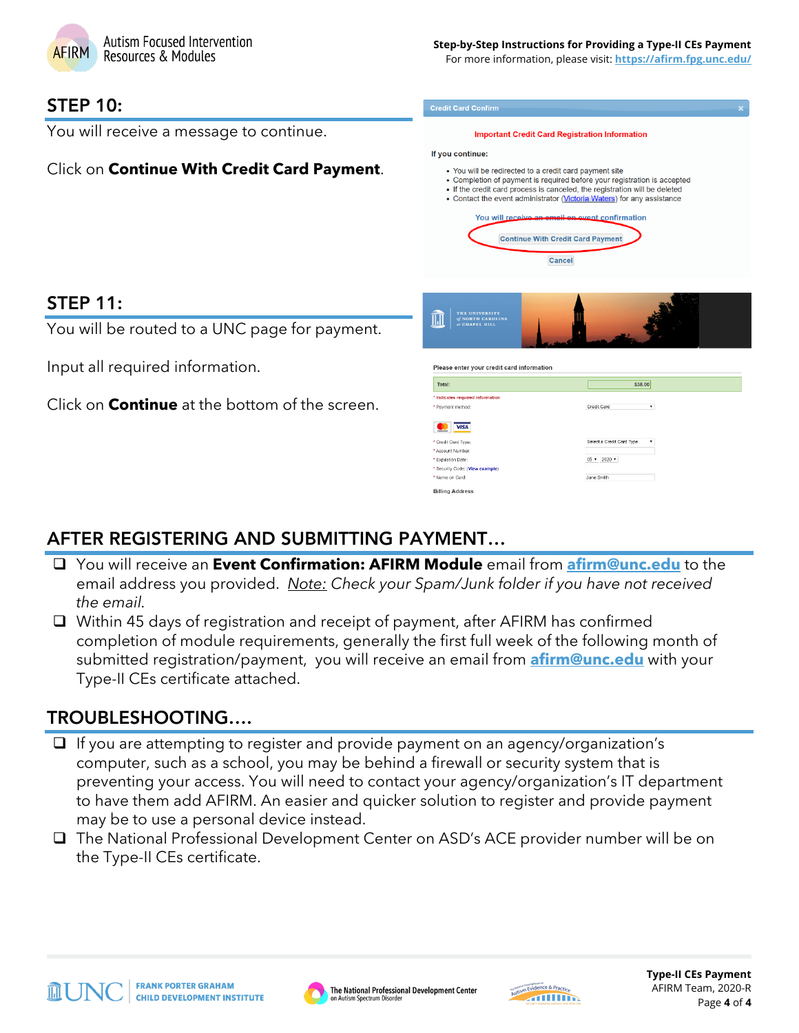## STEP 10:

You will receive a message to continue.

Click on **Continue With Credit Card Payment**.

## STEP 11:

You will be routed to a UNC page for payment.

Input all required information.

Click on **Continue** at the bottom of the screen.

## AFTER REGISTERING AND SUBMITTING PAYMENT…

- You will receive an **Event Confirmation: AFIRM Module** email from **afirm@unc.edu** to the email address you provided. <u>Note:</u> *Check your Spam/Junk folder if you have not received the email.*
- Within 45 days of registration and receipt of payment, after AFIRM has confirmed completion of module requirements, generally the first full week of the following month of submitted registration/payment, you will receive an email from **afirm@unc.edu** with your Type-II CEs certificate attached.

## TROUBLESHOOTING….

- If you are attempting to register and provide payment on an agency/organization's computer, such as a school, you may be behind a firewall or security system that is preventing your access. You will need to contact your agency/organization's IT department to have them add AFIRM. An easier and quicker solution to register and provide payment may be to use a personal device instead.
- The National Professional Development Center on ASD's ACE provider number will be on the Type-II CEs certificate.